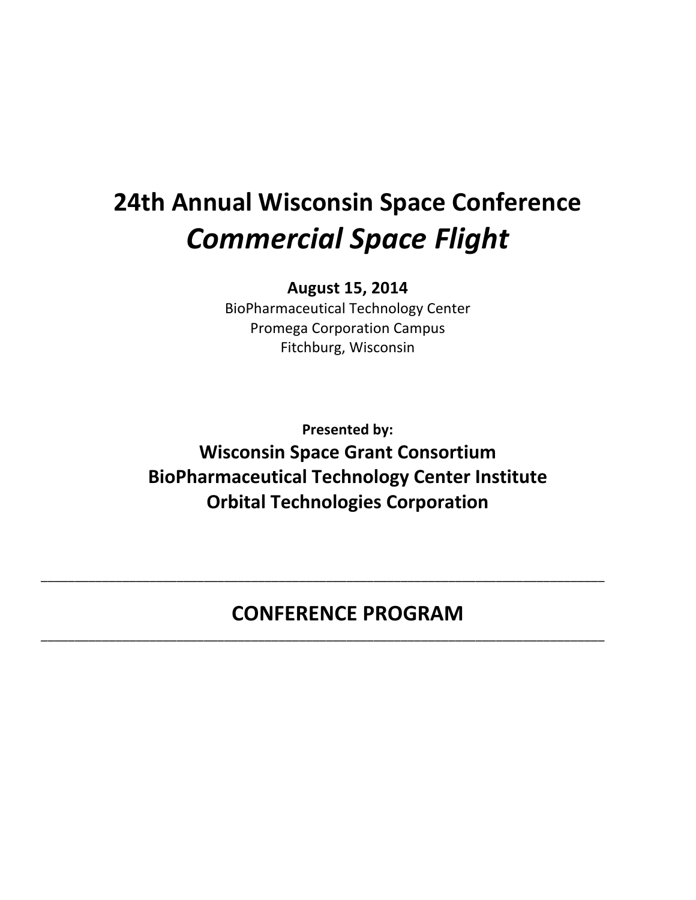# 24th Annual Wisconsin Space Conference

# *Commercial Space Flight*

**August 15, 2014**

BioPharmaceutical Technology Center
Promega Corporation Campus
Fitchburg, Wisconsin

**Presented by:**

**Wisconsin Space Grant Consortium**
**BioPharmaceutical Technology Center Institute**
**Orbital Technologies Corporation**

---

## CONFERENCE PROGRAM

---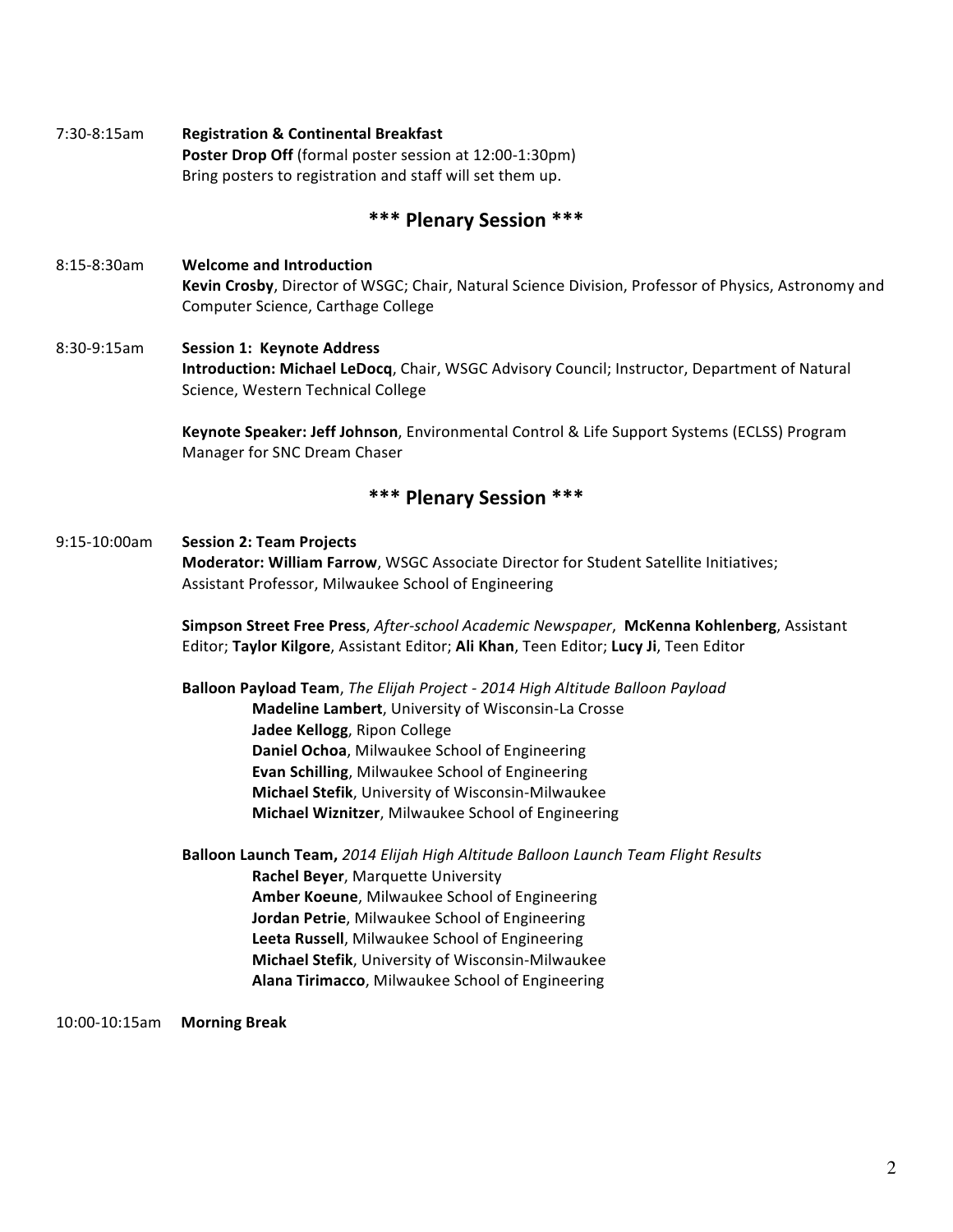7:30-8:15am **Registration & Continental Breakfast**
**Poster Drop Off** (formal poster session at 12:00-1:30pm)
Bring posters to registration and staff will set them up.

## *** Plenary Session ***

8:15-8:30am **Welcome and Introduction**
**Kevin Crosby**, Director of WSGC; Chair, Natural Science Division, Professor of Physics, Astronomy and Computer Science, Carthage College

8:30-9:15am **Session 1: Keynote Address**
**Introduction: Michael LeDocq**, Chair, WSGC Advisory Council; Instructor, Department of Natural Science, Western Technical College

**Keynote Speaker: Jeff Johnson**, Environmental Control & Life Support Systems (ECLSS) Program Manager for SNC Dream Chaser

## *** Plenary Session ***

9:15-10:00am **Session 2: Team Projects**
**Moderator: William Farrow**, WSGC Associate Director for Student Satellite Initiatives; Assistant Professor, Milwaukee School of Engineering

**Simpson Street Free Press**, *After-school Academic Newspaper*, **McKenna Kohlenberg**, Assistant Editor; **Taylor Kilgore**, Assistant Editor; **Ali Khan**, Teen Editor; **Lucy Ji**, Teen Editor

**Balloon Payload Team**, *The Elijah Project - 2014 High Altitude Balloon Payload*
- **Madeline Lambert**, University of Wisconsin-La Crosse
- **Jadee Kellogg**, Ripon College
- **Daniel Ochoa**, Milwaukee School of Engineering
- **Evan Schilling**, Milwaukee School of Engineering
- **Michael Stefik**, University of Wisconsin-Milwaukee
- **Michael Wiznitzer**, Milwaukee School of Engineering

**Balloon Launch Team,** *2014 Elijah High Altitude Balloon Launch Team Flight Results*
- **Rachel Beyer**, Marquette University
- **Amber Koeune**, Milwaukee School of Engineering
- **Jordan Petrie**, Milwaukee School of Engineering
- **Leeta Russell**, Milwaukee School of Engineering
- **Michael Stefik**, University of Wisconsin-Milwaukee
- **Alana Tirimacco**, Milwaukee School of Engineering

10:00-10:15am **Morning Break**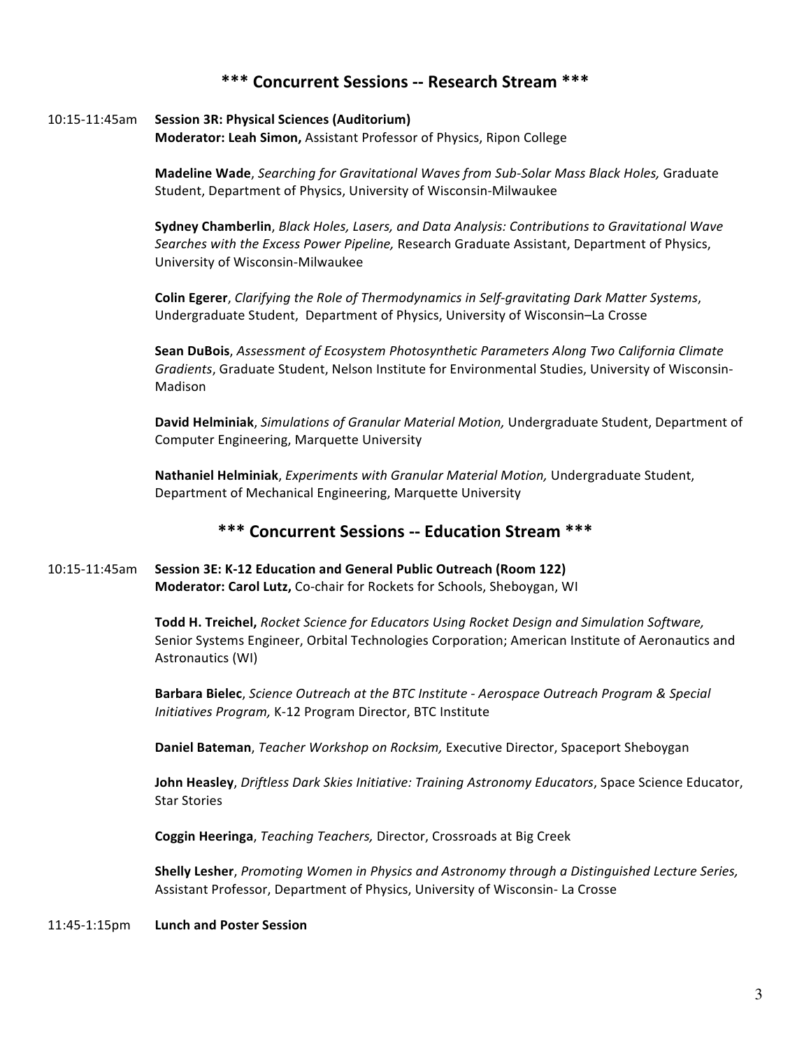## *** Concurrent Sessions -- Research Stream ***

10:15-11:45am **Session 3R: Physical Sciences (Auditorium)**
**Moderator: Leah Simon,** Assistant Professor of Physics, Ripon College

**Madeline Wade**, *Searching for Gravitational Waves from Sub-Solar Mass Black Holes,* Graduate Student, Department of Physics, University of Wisconsin-Milwaukee

**Sydney Chamberlin**, *Black Holes, Lasers, and Data Analysis: Contributions to Gravitational Wave Searches with the Excess Power Pipeline,* Research Graduate Assistant, Department of Physics, University of Wisconsin-Milwaukee

**Colin Egerer**, *Clarifying the Role of Thermodynamics in Self-gravitating Dark Matter Systems*, Undergraduate Student, Department of Physics, University of Wisconsin–La Crosse

**Sean DuBois**, *Assessment of Ecosystem Photosynthetic Parameters Along Two California Climate Gradients*, Graduate Student, Nelson Institute for Environmental Studies, University of Wisconsin-Madison

**David Helminiak**, *Simulations of Granular Material Motion,* Undergraduate Student, Department of Computer Engineering, Marquette University

**Nathaniel Helminiak**, *Experiments with Granular Material Motion,* Undergraduate Student, Department of Mechanical Engineering, Marquette University

## *** Concurrent Sessions -- Education Stream ***

10:15-11:45am **Session 3E: K-12 Education and General Public Outreach (Room 122)**
**Moderator: Carol Lutz,** Co-chair for Rockets for Schools, Sheboygan, WI

**Todd H. Treichel,** *Rocket Science for Educators Using Rocket Design and Simulation Software,* Senior Systems Engineer, Orbital Technologies Corporation; American Institute of Aeronautics and Astronautics (WI)

**Barbara Bielec**, *Science Outreach at the BTC Institute - Aerospace Outreach Program & Special Initiatives Program,* K-12 Program Director, BTC Institute

**Daniel Bateman**, *Teacher Workshop on Rocksim,* Executive Director, Spaceport Sheboygan

**John Heasley**, *Driftless Dark Skies Initiative: Training Astronomy Educators*, Space Science Educator, Star Stories

**Coggin Heeringa**, *Teaching Teachers,* Director, Crossroads at Big Creek

**Shelly Lesher**, *Promoting Women in Physics and Astronomy through a Distinguished Lecture Series,* Assistant Professor, Department of Physics, University of Wisconsin- La Crosse

11:45-1:15pm **Lunch and Poster Session**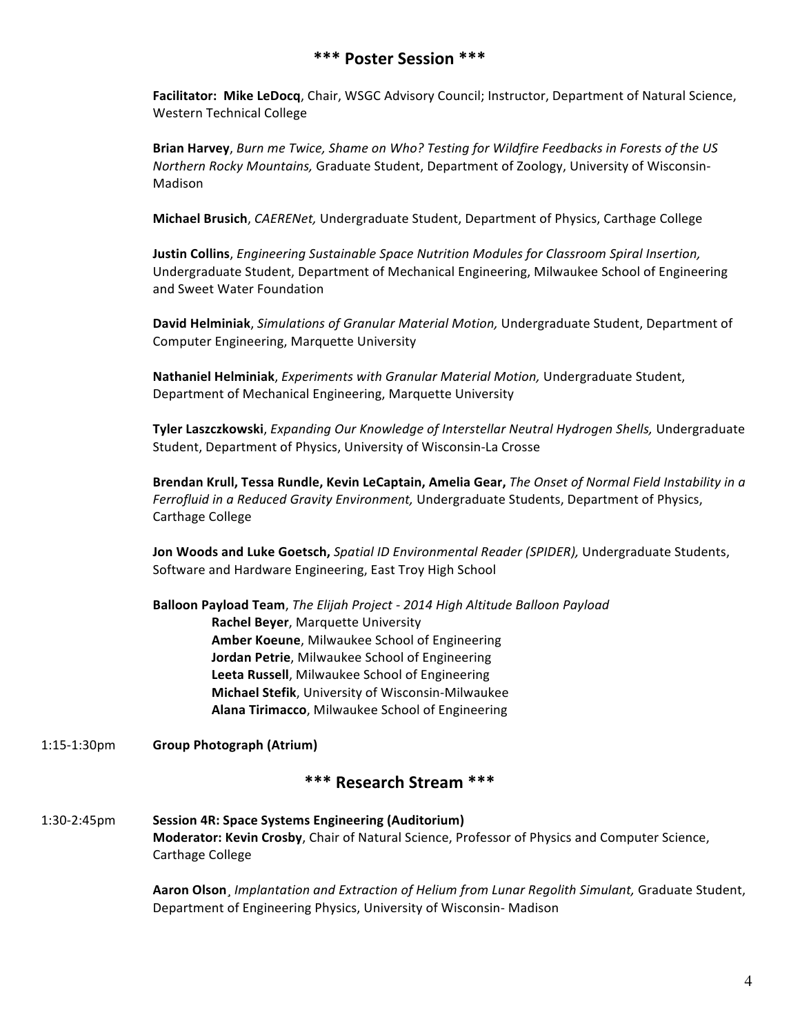## \*\*\* Poster Session \*\*\*

**Facilitator: Mike LeDocq**, Chair, WSGC Advisory Council; Instructor, Department of Natural Science, Western Technical College

**Brian Harvey**, *Burn me Twice, Shame on Who? Testing for Wildfire Feedbacks in Forests of the US Northern Rocky Mountains,* Graduate Student, Department of Zoology, University of Wisconsin-Madison

**Michael Brusich**, *CAERENet,* Undergraduate Student, Department of Physics, Carthage College

**Justin Collins**, *Engineering Sustainable Space Nutrition Modules for Classroom Spiral Insertion,* Undergraduate Student, Department of Mechanical Engineering, Milwaukee School of Engineering and Sweet Water Foundation

**David Helminiak**, *Simulations of Granular Material Motion,* Undergraduate Student, Department of Computer Engineering, Marquette University

**Nathaniel Helminiak**, *Experiments with Granular Material Motion,* Undergraduate Student, Department of Mechanical Engineering, Marquette University

**Tyler Laszczkowski**, *Expanding Our Knowledge of Interstellar Neutral Hydrogen Shells,* Undergraduate Student, Department of Physics, University of Wisconsin-La Crosse

**Brendan Krull, Tessa Rundle, Kevin LeCaptain, Amelia Gear,** *The Onset of Normal Field Instability in a Ferrofluid in a Reduced Gravity Environment,* Undergraduate Students, Department of Physics, Carthage College

**Jon Woods and Luke Goetsch,** *Spatial ID Environmental Reader (SPIDER),* Undergraduate Students, Software and Hardware Engineering, East Troy High School

**Balloon Payload Team**, *The Elijah Project - 2014 High Altitude Balloon Payload*

- **Rachel Beyer**, Marquette University
- **Amber Koeune**, Milwaukee School of Engineering
- **Jordan Petrie**, Milwaukee School of Engineering
- **Leeta Russell**, Milwaukee School of Engineering
- **Michael Stefik**, University of Wisconsin-Milwaukee
- **Alana Tirimacco**, Milwaukee School of Engineering

1:15-1:30pm **Group Photograph (Atrium)**

## \*\*\* Research Stream \*\*\*

1:30-2:45pm **Session 4R: Space Systems Engineering (Auditorium)**
**Moderator: Kevin Crosby**, Chair of Natural Science, Professor of Physics and Computer Science, Carthage College

**Aaron Olson**¸ *Implantation and Extraction of Helium from Lunar Regolith Simulant,* Graduate Student, Department of Engineering Physics, University of Wisconsin- Madison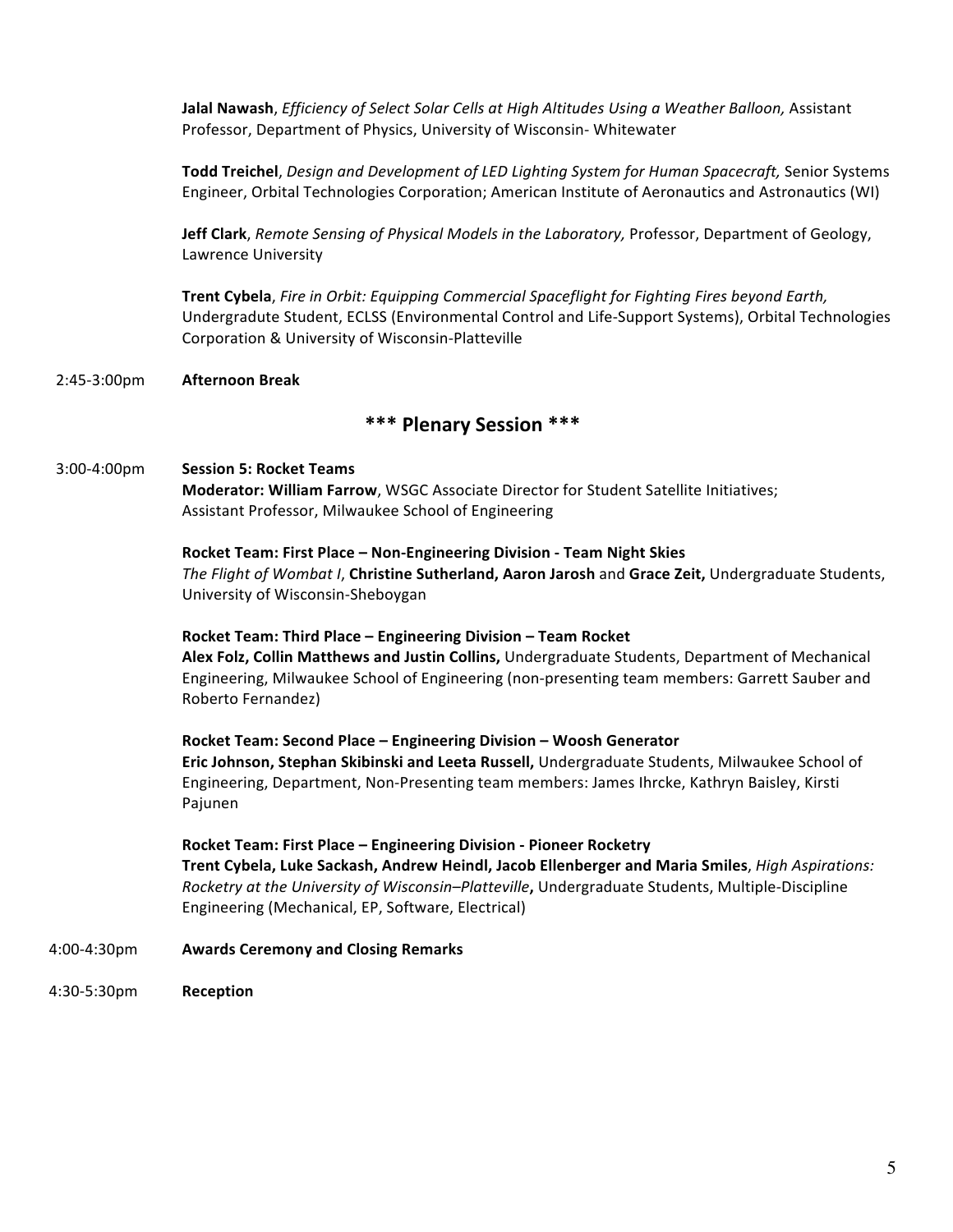**Jalal Nawash**, *Efficiency of Select Solar Cells at High Altitudes Using a Weather Balloon,* Assistant Professor, Department of Physics, University of Wisconsin- Whitewater

**Todd Treichel**, *Design and Development of LED Lighting System for Human Spacecraft,* Senior Systems Engineer, Orbital Technologies Corporation; American Institute of Aeronautics and Astronautics (WI)

**Jeff Clark**, *Remote Sensing of Physical Models in the Laboratory,* Professor, Department of Geology, Lawrence University

**Trent Cybela**, *Fire in Orbit: Equipping Commercial Spaceflight for Fighting Fires beyond Earth,* Undergradute Student, ECLSS (Environmental Control and Life-Support Systems), Orbital Technologies Corporation & University of Wisconsin-Platteville

2:45-3:00pm **Afternoon Break**

## *** Plenary Session ***

3:00-4:00pm **Session 5: Rocket Teams**
**Moderator: William Farrow**, WSGC Associate Director for Student Satellite Initiatives; Assistant Professor, Milwaukee School of Engineering

**Rocket Team: First Place – Non-Engineering Division - Team Night Skies**
*The Flight of Wombat I*, **Christine Sutherland, Aaron Jarosh** and **Grace Zeit,** Undergraduate Students, University of Wisconsin-Sheboygan

**Rocket Team: Third Place – Engineering Division – Team Rocket**
**Alex Folz, Collin Matthews and Justin Collins,** Undergraduate Students, Department of Mechanical Engineering, Milwaukee School of Engineering (non-presenting team members: Garrett Sauber and Roberto Fernandez)

**Rocket Team: Second Place – Engineering Division – Woosh Generator**
**Eric Johnson, Stephan Skibinski and Leeta Russell,** Undergraduate Students, Milwaukee School of Engineering, Department, Non-Presenting team members: James Ihrcke, Kathryn Baisley, Kirsti Pajunen

**Rocket Team: First Place – Engineering Division - Pioneer Rocketry**
**Trent Cybela, Luke Sackash, Andrew Heindl, Jacob Ellenberger and Maria Smiles**, *High Aspirations: Rocketry at the University of Wisconsin–Platteville***,** Undergraduate Students, Multiple-Discipline Engineering (Mechanical, EP, Software, Electrical)

4:00-4:30pm **Awards Ceremony and Closing Remarks**

4:30-5:30pm **Reception**